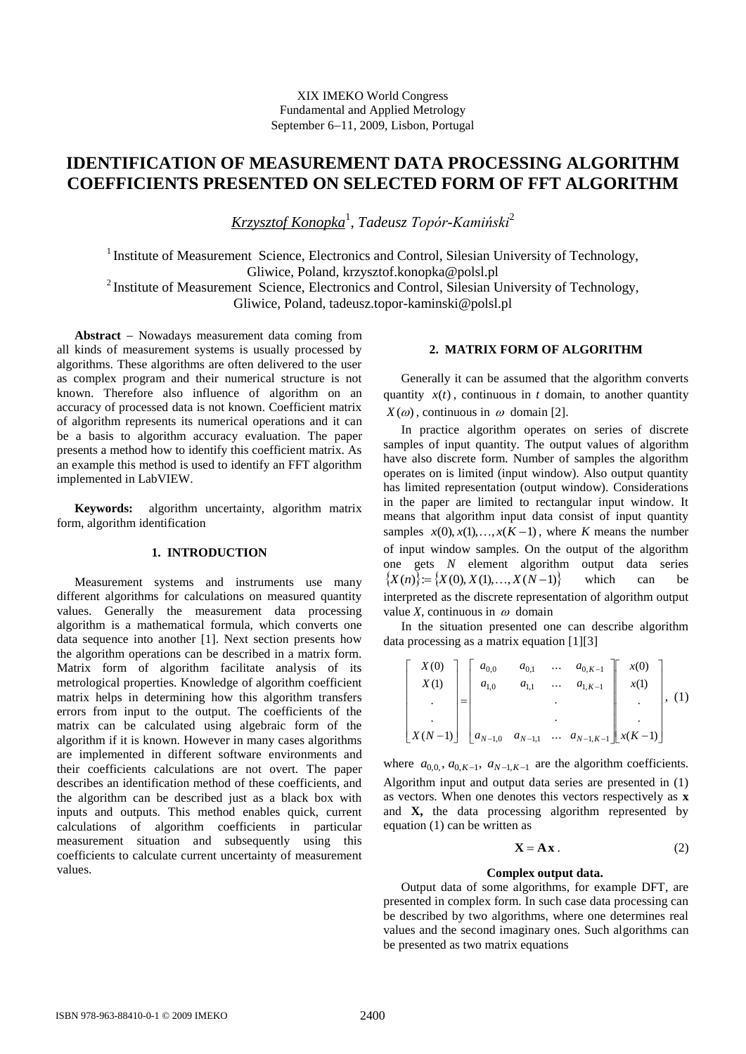XIX IMEKO World Congress
Fundamental and Applied Metrology
September 6−11, 2009, Lisbon, Portugal

# IDENTIFICATION OF MEASUREMENT DATA PROCESSING ALGORITHM COEFFICIENTS PRESENTED ON SELECTED FORM OF FFT ALGORITHM

*Krzysztof Konopka*[1], *Tadeusz Topór-Kamiński*[2]

[1] Institute of Measurement Science, Electronics and Control, Silesian University of Technology, Gliwice, Poland, krzysztof.konopka@polsl.pl
[2] Institute of Measurement Science, Electronics and Control, Silesian University of Technology, Gliwice, Poland, tadeusz.topor-kaminski@polsl.pl

**Abstract** − Nowadays measurement data coming from all kinds of measurement systems is usually processed by algorithms. These algorithms are often delivered to the user as complex program and their numerical structure is not known. Therefore also influence of algorithm on an accuracy of processed data is not known. Coefficient matrix of algorithm represents its numerical operations and it can be a basis to algorithm accuracy evaluation. The paper presents a method how to identify this coefficient matrix. As an example this method is used to identify an FFT algorithm implemented in LabVIEW.

**Keywords:** algorithm uncertainty, algorithm matrix form, algorithm identification

## 1. INTRODUCTION

Measurement systems and instruments use many different algorithms for calculations on measured quantity values. Generally the measurement data processing algorithm is a mathematical formula, which converts one data sequence into another [1]. Next section presents how the algorithm operations can be described in a matrix form. Matrix form of algorithm facilitate analysis of its metrological properties. Knowledge of algorithm coefficient matrix helps in determining how this algorithm transfers errors from input to the output. The coefficients of the matrix can be calculated using algebraic form of the algorithm if it is known. However in many cases algorithms are implemented in different software environments and their coefficients calculations are not overt. The paper describes an identification method of these coefficients, and the algorithm can be described just as a black box with inputs and outputs. This method enables quick, current calculations of algorithm coefficients in particular measurement situation and subsequently using this coefficients to calculate current uncertainty of measurement values.

## 2. MATRIX FORM OF ALGORITHM

Generally it can be assumed that the algorithm converts quantity $x(t)$, continuous in $t$ domain, to another quantity $X(\omega)$, continuous in $\omega$ domain [2].

In practice algorithm operates on series of discrete samples of input quantity. The output values of algorithm have also discrete form. Number of samples the algorithm operates on is limited (input window). Also output quantity has limited representation (output window). Considerations in the paper are limited to rectangular input window. It means that algorithm input data consist of input quantity samples $x(0), x(1), \ldots, x(K-1)$, where $K$ means the number of input window samples. On the output of the algorithm one gets $N$ element algorithm output data series $\{X(n)\} := \{X(0), X(1), \ldots, X(N-1)\}$ which can be interpreted as the discrete representation of algorithm output value $X$, continuous in $\omega$ domain

In the situation presented one can describe algorithm data processing as a matrix equation [1][3]

$$\begin{bmatrix} X(0) \\ X(1) \\ . \\ . \\ X(N-1) \end{bmatrix} = \begin{bmatrix} a_{0,0} & a_{0,1} & \ldots & a_{0,K-1} \\ a_{1,0} & a_{1,1} & \ldots & a_{1,K-1} \\ & & . & \\ & & . & \\ a_{N-1,0} & a_{N-1,1} & \ldots & a_{N-1,K-1} \end{bmatrix} \begin{bmatrix} x(0) \\ x(1) \\ . \\ . \\ x(K-1) \end{bmatrix}, \quad (1)$$

where $a_{0,0}$, $a_{0,K-1}$, $a_{N-1,K-1}$ are the algorithm coefficients. Algorithm input and output data series are presented in (1) as vectors. When one denotes this vectors respectively as **x** and **X,** the data processing algorithm represented by equation (1) can be written as

$$\mathbf{X} = \mathbf{A}\,\mathbf{x}\,. \quad (2)$$

**Complex output data.**

Output data of some algorithms, for example DFT, are presented in complex form. In such case data processing can be described by two algorithms, where one determines real values and the second imaginary ones. Such algorithms can be presented as two matrix equations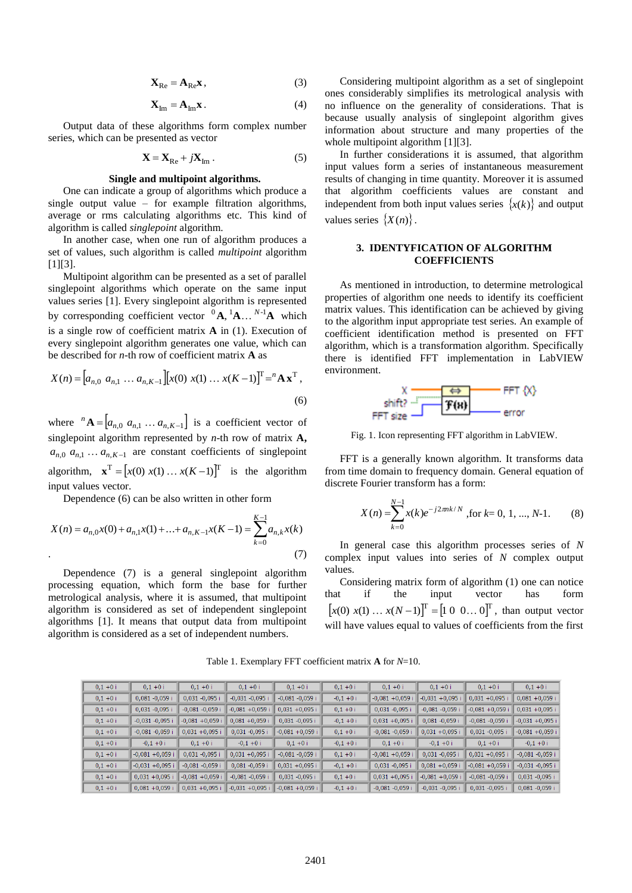$$\mathbf{X}_{\mathrm{Re}} = \mathbf{A}_{\mathrm{Re}}\mathbf{x}, \tag{3}$$

$$\mathbf{X}_{\mathrm{Im}} = \mathbf{A}_{\mathrm{Im}}\mathbf{x}. \tag{4}$$

Output data of these algorithms form complex number series, which can be presented as vector

$$\mathbf{X} = \mathbf{X}_{\mathrm{Re}} + j\mathbf{X}_{\mathrm{Im}}. \tag{5}$$

**Single and multipoint algorithms.**

One can indicate a group of algorithms which produce a single output value – for example filtration algorithms, average or rms calculating algorithms etc. This kind of algorithm is called *singlepoint* algorithm.

In another case, when one run of algorithm produces a set of values, such algorithm is called *multipoint* algorithm [1][3].

Multipoint algorithm can be presented as a set of parallel singlepoint algorithms which operate on the same input values series [1]. Every singlepoint algorithm is represented by corresponding coefficient vector ${}^{0}\mathbf{A}, {}^{1}\mathbf{A} \ldots {}^{N\text{-}1}\mathbf{A}$ which is a single row of coefficient matrix $\mathbf{A}$ in (1). Execution of every singlepoint algorithm generates one value, which can be described for *n*-th row of coefficient matrix $\mathbf{A}$ as

$$X(n) = \left[a_{n,0}\ a_{n,1}\ \ldots\ a_{n,K-1}\right]\left[x(0)\ x(1)\ \ldots\ x(K-1)\right]^{\mathrm{T}} = {}^{n}\mathbf{A}\,\mathbf{x}^{\mathrm{T}}, \tag{6}$$

where ${}^{n}\mathbf{A} = \left[a_{n,0}\ a_{n,1}\ \ldots\ a_{n,K-1}\right]$ is a coefficient vector of singlepoint algorithm represented by *n*-th row of matrix **A**, $a_{n,0}\ a_{n,1}\ \ldots\ a_{n,K-1}$ are constant coefficients of singlepoint algorithm, $\mathbf{x}^{\mathrm{T}} = \left[x(0)\ x(1)\ \ldots\ x(K-1)\right]^{\mathrm{T}}$ is the algorithm input values vector.

Dependence (6) can be also written in other form

$$X(n) = a_{n,0}x(0) + a_{n,1}x(1) + \ldots + a_{n,K-1}x(K-1) = \sum_{k=0}^{K-1} a_{n,k}x(k). \tag{7}$$

Dependence (7) is a general singlepoint algorithm processing equation, which form the base for further metrological analysis, where it is assumed, that multipoint algorithm is considered as set of independent singlepoint algorithms [1]. It means that output data from multipoint algorithm is considered as a set of independent numbers.

Considering multipoint algorithm as a set of singlepoint ones considerably simplifies its metrological analysis with no influence on the generality of considerations. That is because usually analysis of singlepoint algorithm gives information about structure and many properties of the whole multipoint algorithm [1][3].

In further considerations it is assumed, that algorithm input values form a series of instantaneous measurement results of changing in time quantity. Moreover it is assumed that algorithm coefficients values are constant and independent from both input values series $\{x(k)\}$ and output values series $\{X(n)\}$.

## 3. IDENTYFICATION OF ALGORITHM COEFFICIENTS

As mentioned in introduction, to determine metrological properties of algorithm one needs to identify its coefficient matrix values. This identification can be achieved by giving to the algorithm input appropriate test series. An example of coefficient identification method is presented on FFT algorithm, which is a transformation algorithm. Specifically there is identified FFT implementation in LabVIEW environment.

Fig. 1. Icon representing FFT algorithm in LabVIEW.

FFT is a generally known algorithm. It transforms data from time domain to frequency domain. General equation of discrete Fourier transform has a form:

$$X(n) = \sum_{k=0}^{N-1} x(k)e^{-j2\pi nk/N}, \text{for } k = 0, 1, \ldots, N\text{-}1. \tag{8}$$

In general case this algorithm processes series of $N$ complex input values into series of $N$ complex output values.

Considering matrix form of algorithm (1) one can notice that if the input vector has form $\left[x(0)\ x(1)\ \ldots\ x(N-1)\right]^{\mathrm{T}} = \left[1\ 0\ \ 0\ldots\ 0\right]^{\mathrm{T}}$, than output vector will have values equal to values of coefficients from the first

Table 1. Exemplary FFT coefficient matrix **A** for $N$=10.

| | | | | | | | | | |
|---|---|---|---|---|---|---|---|---|---|
| 0,1 +0 i | 0,1 +0 i | 0,1 +0 i | 0,1 +0 i | 0,1 +0 i | 0,1 +0 i | 0,1 +0 i | 0,1 +0 i | 0,1 +0 i | 0,1 +0 i |
| 0,1 +0 i | 0,081 -0,059 i | 0,031 -0,095 i | -0,031 -0,095 i | -0,081 -0,059 i | -0,1 +0 i | -0,081 +0,059 i | -0,031 +0,095 i | 0,031 +0,095 i | 0,081 +0,059 i |
| 0,1 +0 i | 0,031 -0,095 i | -0,081 -0,059 i | -0,081 +0,059 i | 0,031 +0,095 i | 0,1 +0 i | 0,031 -0,095 i | -0,081 -0,059 i | -0,081 +0,059 i | 0,031 +0,095 i |
| 0,1 +0 i | -0,031 -0,095 i | -0,081 +0,059 i | 0,081 +0,059 i | 0,031 -0,095 i | -0,1 +0 i | 0,031 +0,095 i | 0,081 -0,059 i | -0,081 -0,059 i | -0,031 +0,095 i |
| 0,1 +0 i | -0,081 -0,059 i | 0,031 +0,095 i | 0,031 -0,095 i | -0,081 +0,059 i | 0,1 +0 i | -0,081 -0,059 i | 0,031 +0,095 i | 0,031 -0,095 i | -0,081 +0,059 i |
| 0,1 +0 i | -0,1 +0 i | 0,1 +0 i | -0,1 +0 i | 0,1 +0 i | -0,1 +0 i | 0,1 +0 i | -0,1 +0 i | 0,1 +0 i | -0,1 +0 i |
| 0,1 +0 i | -0,081 +0,059 i | 0,031 -0,095 i | 0,031 +0,095 i | -0,081 -0,059 i | 0,1 +0 i | -0,081 +0,059 i | 0,031 -0,095 i | 0,031 +0,095 i | -0,081 -0,059 i |
| 0,1 +0 i | -0,031 +0,095 i | -0,081 -0,059 i | 0,081 -0,059 i | 0,031 +0,095 i | -0,1 +0 i | 0,031 -0,095 i | 0,081 +0,059 i | -0,081 +0,059 i | -0,031 -0,095 i |
| 0,1 +0 i | 0,031 +0,095 i | -0,081 +0,059 i | -0,081 -0,059 i | 0,031 -0,095 i | 0,1 +0 i | 0,031 +0,095 i | -0,081 +0,059 i | -0,081 -0,059 i | 0,031 -0,095 i |
| 0,1 +0 i | 0,081 +0,059 i | 0,031 +0,095 i | -0,031 +0,095 i | -0,081 +0,059 i | -0,1 +0 i | -0,081 -0,059 i | -0,031 -0,095 i | 0,031 -0,095 i | 0,081 -0,059 i |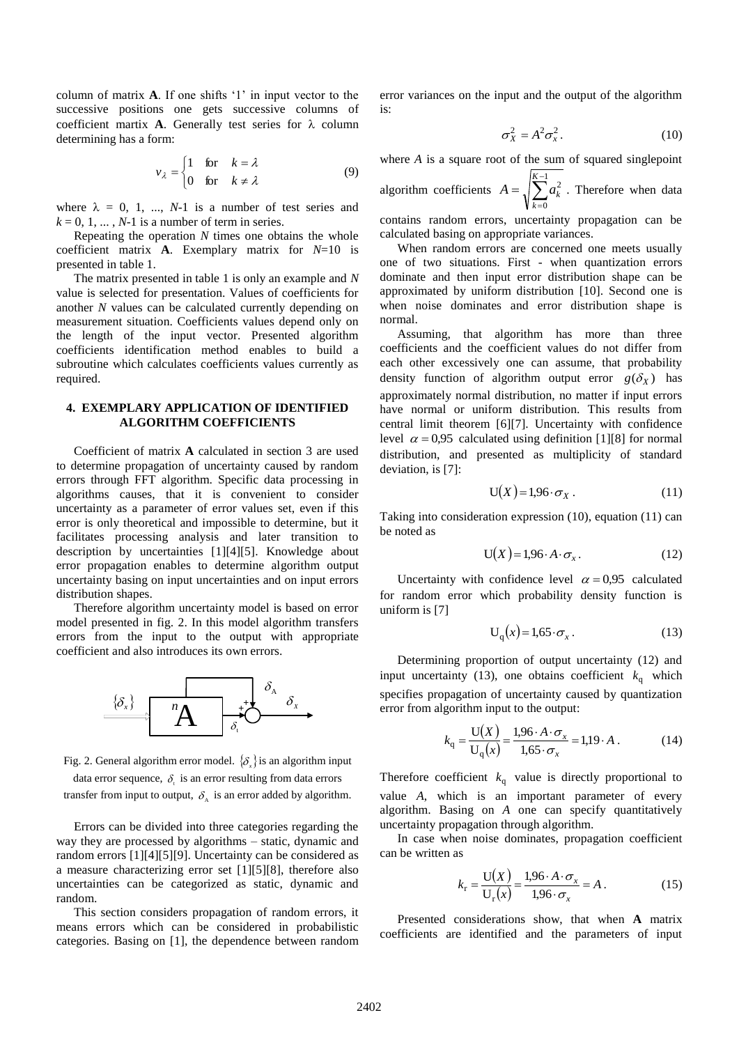column of matrix **A**. If one shifts '1' in input vector to the successive positions one gets successive columns of coefficient martix **A**. Generally test series for $\lambda$ column determining has a form:

$$v_{\lambda} = \begin{cases} 1 & \text{for} \quad k = \lambda \\ 0 & \text{for} \quad k \neq \lambda \end{cases} \tag{9}$$

where $\lambda = 0, 1, ..., N\text{-}1$ is a number of test series and $k = 0, 1, ..., N\text{-}1$ is a number of term in series.

Repeating the operation $N$ times one obtains the whole coefficient matrix **A**. Exemplary matrix for $N$=10 is presented in table 1.

The matrix presented in table 1 is only an example and $N$ value is selected for presentation. Values of coefficients for another $N$ values can be calculated currently depending on measurement situation. Coefficients values depend only on the length of the input vector. Presented algorithm coefficients identification method enables to build a subroutine which calculates coefficients values currently as required.

## 4. EXEMPLARY APPLICATION OF IDENTIFIED ALGORITHM COEFFICIENTS

Coefficient of matrix **A** calculated in section 3 are used to determine propagation of uncertainty caused by random errors through FFT algorithm. Specific data processing in algorithms causes, that it is convenient to consider uncertainty as a parameter of error values set, even if this error is only theoretical and impossible to determine, but it facilitates processing analysis and later transition to description by uncertainties [1][4][5]. Knowledge about error propagation enables to determine algorithm output uncertainty basing on input uncertainties and on input errors distribution shapes.

Therefore algorithm uncertainty model is based on error model presented in fig. 2. In this model algorithm transfers errors from the input to the output with appropriate coefficient and also introduces its own errors.

Fig. 2. General algorithm error model. $\{\delta_x\}$ is an algorithm input data error sequence, $\delta_t$ is an error resulting from data errors transfer from input to output, $\delta_A$ is an error added by algorithm.

Errors can be divided into three categories regarding the way they are processed by algorithms – static, dynamic and random errors [1][4][5][9]. Uncertainty can be considered as a measure characterizing error set [1][5][8], therefore also uncertainties can be categorized as static, dynamic and random.

This section considers propagation of random errors, it means errors which can be considered in probabilistic categories. Basing on [1], the dependence between random error variances on the input and the output of the algorithm is:

$$\sigma_X^2 = A^2 \sigma_x^2 . \tag{10}$$

where $A$ is a square root of the sum of squared singlepoint algorithm coefficients $A = \sqrt{\sum_{k=0}^{K-1} a_k^2}$ . Therefore when data contains random errors, uncertainty propagation can be calculated basing on appropriate variances.

When random errors are concerned one meets usually one of two situations. First - when quantization errors dominate and then input error distribution shape can be approximated by uniform distribution [10]. Second one is when noise dominates and error distribution shape is normal.

Assuming, that algorithm has more than three coefficients and the coefficient values do not differ from each other excessively one can assume, that probability density function of algorithm output error $g(\delta_X)$ has approximately normal distribution, no matter if input errors have normal or uniform distribution. This results from central limit theorem [6][7]. Uncertainty with confidence level $\alpha = 0{,}95$ calculated using definition [1][8] for normal distribution, and presented as multiplicity of standard deviation, is [7]:

$$\mathrm{U}(X) = 1{,}96 \cdot \sigma_X . \tag{11}$$

Taking into consideration expression (10), equation (11) can be noted as

$$\mathrm{U}(X) = 1{,}96 \cdot A \cdot \sigma_x . \tag{12}$$

Uncertainty with confidence level $\alpha = 0{,}95$ calculated for random error which probability density function is uniform is [7]

$$\mathrm{U_q}(x) = 1{,}65 \cdot \sigma_x . \tag{13}$$

Determining proportion of output uncertainty (12) and input uncertainty (13), one obtains coefficient $k_\mathrm{q}$ which specifies propagation of uncertainty caused by quantization error from algorithm input to the output:

$$k_\mathrm{q} = \frac{\mathrm{U}(X)}{\mathrm{U_q}(x)} = \frac{1{,}96 \cdot A \cdot \sigma_x}{1{,}65 \cdot \sigma_x} = 1{,}19 \cdot A . \tag{14}$$

Therefore coefficient $k_\mathrm{q}$ value is directly proportional to value $A$, which is an important parameter of every algorithm. Basing on $A$ one can specify quantitatively uncertainty propagation through algorithm.

In case when noise dominates, propagation coefficient can be written as

$$k_\mathrm{r} = \frac{\mathrm{U}(X)}{\mathrm{U_r}(x)} = \frac{1{,}96 \cdot A \cdot \sigma_x}{1{,}96 \cdot \sigma_x} = A . \tag{15}$$

Presented considerations show, that when **A** matrix coefficients are identified and the parameters of input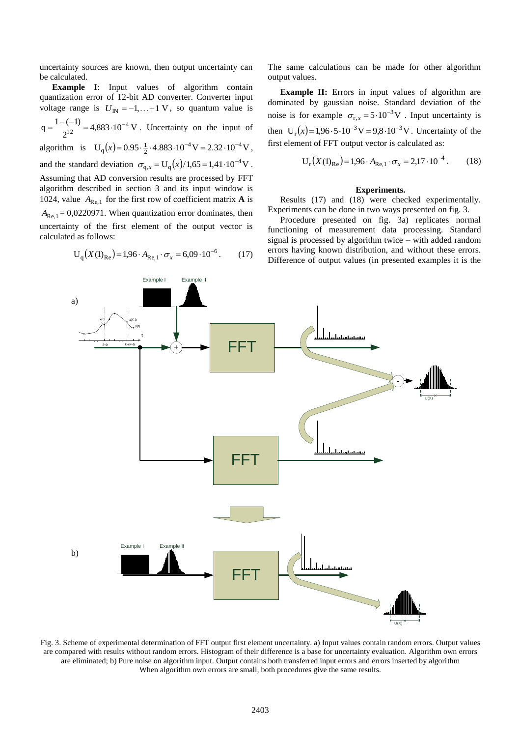uncertainty sources are known, then output uncertainty can be calculated.

**Example I**: Input values of algorithm contain quantization error of 12-bit AD converter. Converter input voltage range is $U_{\text{IN}} = -1,\ldots+1\ \text{V}$, so quantum value is $q = \frac{1-(-1)}{2^{12}} = 4{,}883 \cdot 10^{-4}\ \text{V}$. Uncertainty on the input of algorithm is $U_q(x) = 0.95 \cdot \frac{1}{2} \cdot 4.883 \cdot 10^{-4}\ \text{V} = 2.32 \cdot 10^{-4}\ \text{V}$, and the standard deviation $\sigma_{q,x} = U_q(x)/1{,}65 = 1{,}41 \cdot 10^{-4}\ \text{V}$. Assuming that AD conversion results are processed by FFT algorithm described in section 3 and its input window is 1024, value $A_{\text{Re},1}$ for the first row of coefficient matrix **A** is $A_{\text{Re},1} = 0{,}0220971$. When quantization error dominates, then uncertainty of the first element of the output vector is calculated as follows:

$$U_q\left(X(1)_{\text{Re}}\right) = 1{,}96 \cdot A_{\text{Re},1} \cdot \sigma_x = 6{,}09 \cdot 10^{-6}. \qquad (17)$$

The same calculations can be made for other algorithm output values.

**Example II:** Errors in input values of algorithm are dominated by gaussian noise. Standard deviation of the noise is for example $\sigma_{r,x} = 5 \cdot 10^{-3}\ \text{V}$. Input uncertainty is then $U_r(x) = 1{,}96 \cdot 5 \cdot 10^{-3}\ \text{V} = 9{,}8 \cdot 10^{-3}\ \text{V}$. Uncertainty of the first element of FFT output vector is calculated as:

$$U_r\left(X(1)_{\text{Re}}\right) = 1{,}96 \cdot A_{\text{Re},1} \cdot \sigma_x = 2{,}17 \cdot 10^{-4}. \qquad (18)$$

### Experiments.

Results (17) and (18) were checked experimentally. Experiments can be done in two ways presented on fig. 3.

Procedure presented on fig. 3a) replicates normal functioning of measurement data processing. Standard signal is processed by algorithm twice – with added random errors having known distribution, and without these errors. Difference of output values (in presented examples it is the

Fig. 3. Scheme of experimental determination of FFT output first element uncertainty. a) Input values contain random errors. Output values are compared with results without random errors. Histogram of their difference is a base for uncertainty evaluation. Algorithm own errors are eliminated; b) Pure noise on algorithm input. Output contains both transferred input errors and errors inserted by algorithm When algorithm own errors are small, both procedures give the same results.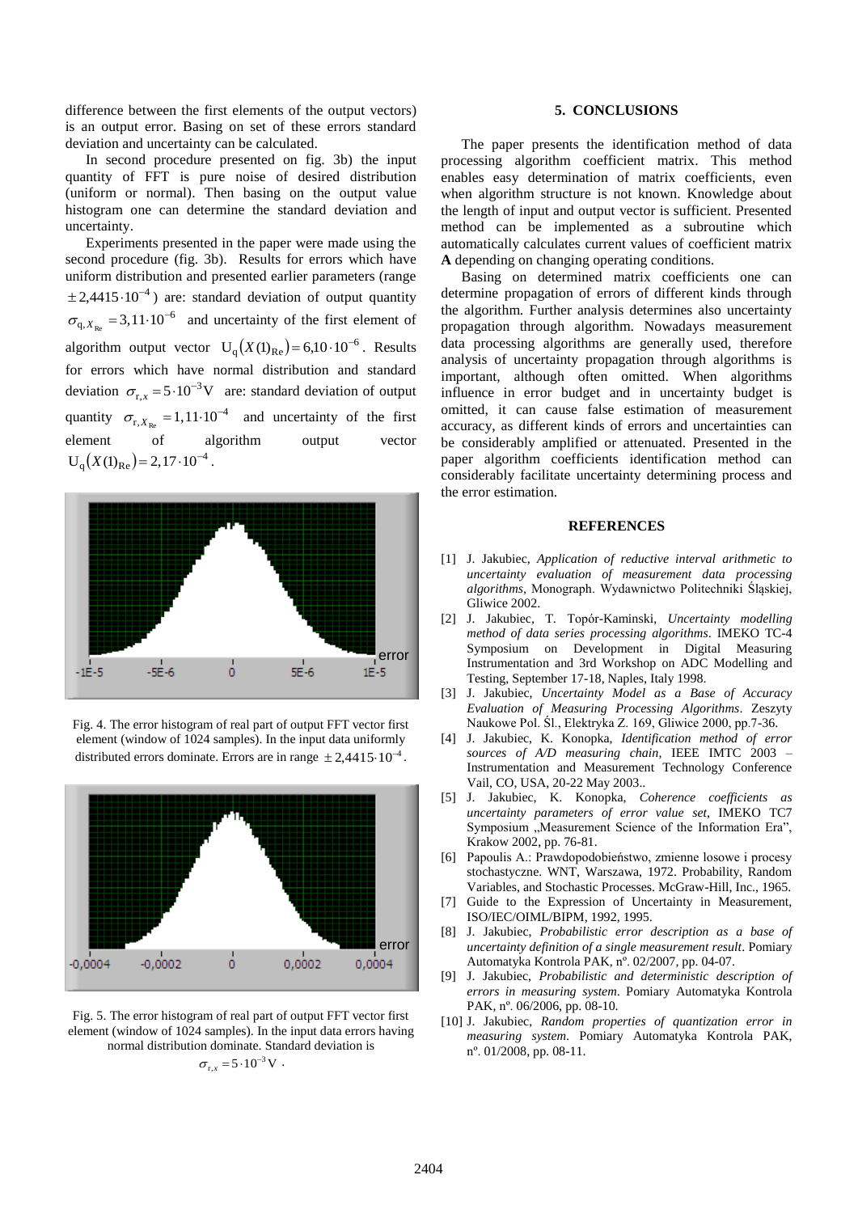difference between the first elements of the output vectors) is an output error. Basing on set of these errors standard deviation and uncertainty can be calculated.

In second procedure presented on fig. 3b) the input quantity of FFT is pure noise of desired distribution (uniform or normal). Then basing on the output value histogram one can determine the standard deviation and uncertainty.

Experiments presented in the paper were made using the second procedure (fig. 3b). Results for errors which have uniform distribution and presented earlier parameters (range $\pm 2{,}4415 \cdot 10^{-4}$) are: standard deviation of output quantity $\sigma_{\mathrm{q},X_{\mathrm{Re}}} = 3{,}11 \cdot 10^{-6}$ and uncertainty of the first element of algorithm output vector $\mathrm{U_q}\left(X(1)_{\mathrm{Re}}\right) = 6{,}10 \cdot 10^{-6}$. Results for errors which have normal distribution and standard deviation $\sigma_{\mathrm{r},x} = 5 \cdot 10^{-3}\mathrm{V}$ are: standard deviation of output quantity $\sigma_{\mathrm{r},X_{\mathrm{Re}}} = 1{,}11 \cdot 10^{-4}$ and uncertainty of the first element of algorithm output vector $\mathrm{U_q}\left(X(1)_{\mathrm{Re}}\right) = 2{,}17 \cdot 10^{-4}$.

-1E-5 -5E-6 0 5E-6 1E-5 error

Fig. 4. The error histogram of real part of output FFT vector first element (window of 1024 samples). In the input data uniformly distributed errors dominate. Errors are in range $\pm 2{,}4415 \cdot 10^{-4}$.

-0,0004 -0,0002 0 0,0002 0,0004 error

Fig. 5. The error histogram of real part of output FFT vector first element (window of 1024 samples). In the input data errors having normal distribution dominate. Standard deviation is $\sigma_{\mathrm{r},x} = 5 \cdot 10^{-3}\mathrm{V}$.

## 5. CONCLUSIONS

The paper presents the identification method of data processing algorithm coefficient matrix. This method enables easy determination of matrix coefficients, even when algorithm structure is not known. Knowledge about the length of input and output vector is sufficient. Presented method can be implemented as a subroutine which automatically calculates current values of coefficient matrix **A** depending on changing operating conditions.

Basing on determined matrix coefficients one can determine propagation of errors of different kinds through the algorithm. Further analysis determines also uncertainty propagation through algorithm. Nowadays measurement data processing algorithms are generally used, therefore analysis of uncertainty propagation through algorithms is important, although often omitted. When algorithms influence in error budget and in uncertainty budget is omitted, it can cause false estimation of measurement accuracy, as different kinds of errors and uncertainties can be considerably amplified or attenuated. Presented in the paper algorithm coefficients identification method can considerably facilitate uncertainty determining process and the error estimation.

## REFERENCES

[1] J. Jakubiec, *Application of reductive interval arithmetic to uncertainty evaluation of measurement data processing algorithms*, Monograph. Wydawnictwo Politechniki Śląskiej, Gliwice 2002.

[2] J. Jakubiec, T. Topór-Kaminski, *Uncertainty modelling method of data series processing algorithms*. IMEKO TC-4 Symposium on Development in Digital Measuring Instrumentation and 3rd Workshop on ADC Modelling and Testing, September 17-18, Naples, Italy 1998.

[3] J. Jakubiec, *Uncertainty Model as a Base of Accuracy Evaluation of Measuring Processing Algorithms*. Zeszyty Naukowe Pol. Śl., Elektryka Z. 169, Gliwice 2000, pp.7-36.

[4] J. Jakubiec, K. Konopka, *Identification method of error sources of A/D measuring chain*, IEEE IMTC 2003 – Instrumentation and Measurement Technology Conference Vail, CO, USA, 20-22 May 2003..

[5] J. Jakubiec, K. Konopka, *Coherence coefficients as uncertainty parameters of error value set*, IMEKO TC7 Symposium „Measurement Science of the Information Era", Krakow 2002, pp. 76-81.

[6] Papoulis A.: Prawdopodobieństwo, zmienne losowe i procesy stochastyczne. WNT, Warszawa, 1972. Probability, Random Variables, and Stochastic Processes. McGraw-Hill, Inc., 1965.

[7] Guide to the Expression of Uncertainty in Measurement, ISO/IEC/OIML/BIPM, 1992, 1995.

[8] J. Jakubiec, *Probabilistic error description as a base of uncertainty definition of a single measurement result*. Pomiary Automatyka Kontrola PAK, nº. 02/2007, pp. 04-07.

[9] J. Jakubiec, *Probabilistic and deterministic description of errors in measuring system*. Pomiary Automatyka Kontrola PAK, nº. 06/2006, pp. 08-10.

[10] J. Jakubiec, *Random properties of quantization error in measuring system*. Pomiary Automatyka Kontrola PAK, nº. 01/2008, pp. 08-11.